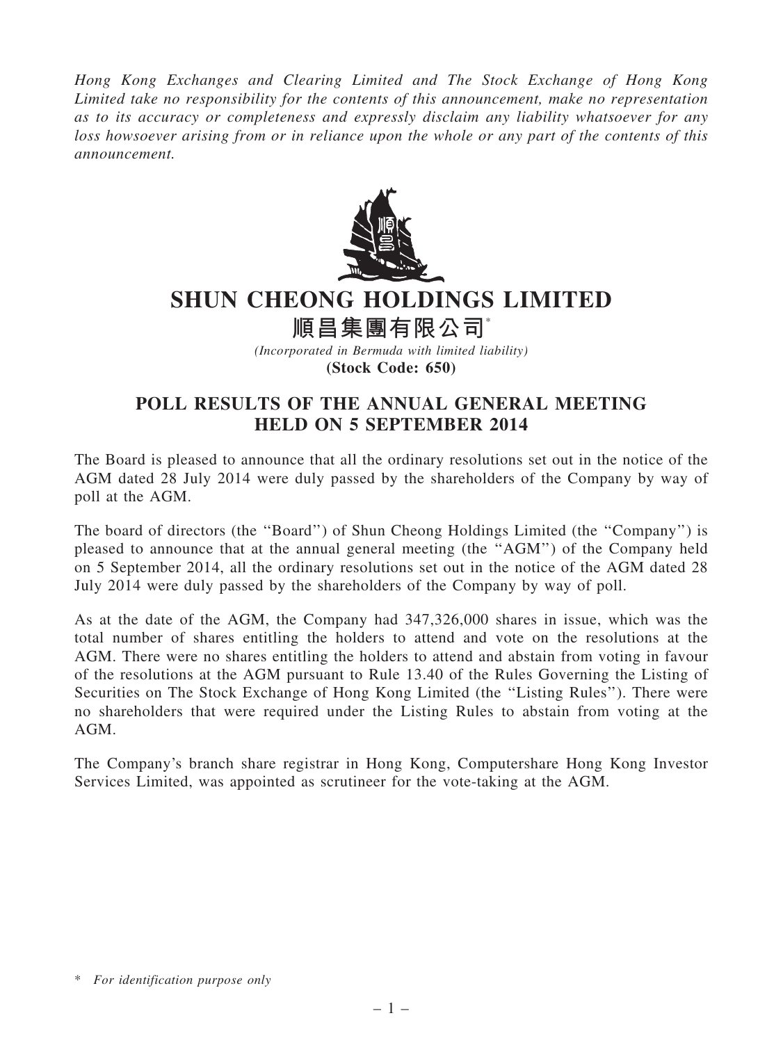*Hong Kong Exchanges and Clearing Limited and The Stock Exchange of Hong Kong Limited take no responsibility for the contents of this announcement, make no representation as to its accuracy or completeness and expressly disclaim any liability whatsoever for any loss howsoever arising from or in reliance upon the whole or any part of the contents of this announcement.*

# SHUN CHEONG HOLDINGS LIMITED

# 順昌集團有限公司*

*(Incorporated in Bermuda with limited liability)*

**(Stock Code: 650)**

## POLL RESULTS OF THE ANNUAL GENERAL MEETING HELD ON 5 SEPTEMBER 2014

The Board is pleased to announce that all the ordinary resolutions set out in the notice of the AGM dated 28 July 2014 were duly passed by the shareholders of the Company by way of poll at the AGM.

The board of directors (the ''Board'') of Shun Cheong Holdings Limited (the ''Company'') is pleased to announce that at the annual general meeting (the ''AGM'') of the Company held on 5 September 2014, all the ordinary resolutions set out in the notice of the AGM dated 28 July 2014 were duly passed by the shareholders of the Company by way of poll.

As at the date of the AGM, the Company had 347,326,000 shares in issue, which was the total number of shares entitling the holders to attend and vote on the resolutions at the AGM. There were no shares entitling the holders to attend and abstain from voting in favour of the resolutions at the AGM pursuant to Rule 13.40 of the Rules Governing the Listing of Securities on The Stock Exchange of Hong Kong Limited (the ''Listing Rules''). There were no shareholders that were required under the Listing Rules to abstain from voting at the AGM.

The Company's branch share registrar in Hong Kong, Computershare Hong Kong Investor Services Limited, was appointed as scrutineer for the vote-taking at the AGM.

\* *For identification purpose only*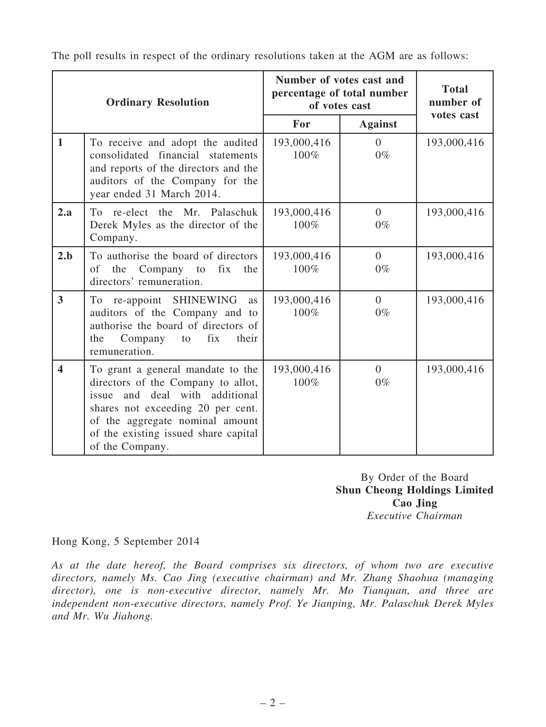The poll results in respect of the ordinary resolutions taken at the AGM are as follows:

| Ordinary Resolution | | Number of votes cast and percentage of total number of votes cast | | Total number of votes cast |
|---|---|---|---|---|
| | | For | Against | |
| 1 | To receive and adopt the audited consolidated financial statements and reports of the directors and the auditors of the Company for the year ended 31 March 2014. | 193,000,416<br>100% | 0<br>0% | 193,000,416 |
| 2.a | To re-elect the Mr. Palaschuk Derek Myles as the director of the Company. | 193,000,416<br>100% | 0<br>0% | 193,000,416 |
| 2.b | To authorise the board of directors of the Company to fix the directors' remuneration. | 193,000,416<br>100% | 0<br>0% | 193,000,416 |
| 3 | To re-appoint SHINEWING as auditors of the Company and to authorise the board of directors of the Company to fix their remuneration. | 193,000,416<br>100% | 0<br>0% | 193,000,416 |
| 4 | To grant a general mandate to the directors of the Company to allot, issue and deal with additional shares not exceeding 20 per cent. of the aggregate nominal amount of the existing issued share capital of the Company. | 193,000,416<br>100% | 0<br>0% | 193,000,416 |

By Order of the Board
**Shun Cheong Holdings Limited**
**Cao Jing**
*Executive Chairman*

Hong Kong, 5 September 2014

*As at the date hereof, the Board comprises six directors, of whom two are executive directors, namely Ms. Cao Jing (executive chairman) and Mr. Zhang Shaohua (managing director), one is non-executive director, namely Mr. Mo Tianquan, and three are independent non-executive directors, namely Prof. Ye Jianping, Mr. Palaschuk Derek Myles and Mr. Wu Jiahong.*